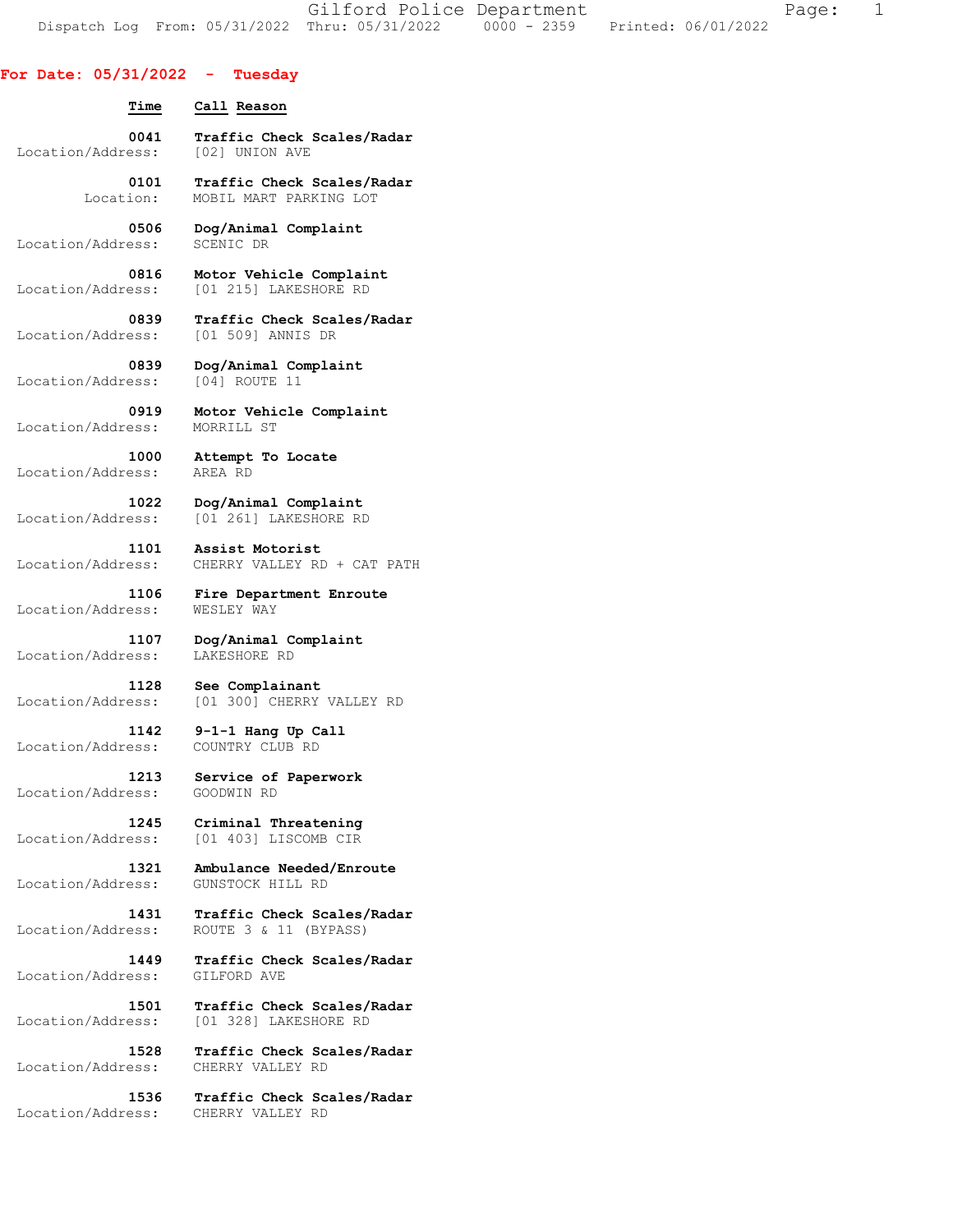# Gilford Police Department

Dispatch Log From: 05/31/2022 Thru: 05/31/2022 0000 - 2359 Printed: 06/01/2022

## For Date: 05/31/2022 - Tuesday

| Time | Call Reason |
|---|---|
| **0041** | **Traffic Check Scales/Radar** |
| Location/Address: | [02] UNION AVE |
| **0101** | **Traffic Check Scales/Radar** |
| Location: | MOBIL MART PARKING LOT |
| **0506** | **Dog/Animal Complaint** |
| Location/Address: | SCENIC DR |
| **0816** | **Motor Vehicle Complaint** |
| Location/Address: | [01 215] LAKESHORE RD |
| **0839** | **Traffic Check Scales/Radar** |
| Location/Address: | [01 509] ANNIS DR |
| **0839** | **Dog/Animal Complaint** |
| Location/Address: | [04] ROUTE 11 |
| **0919** | **Motor Vehicle Complaint** |
| Location/Address: | MORRILL ST |
| **1000** | **Attempt To Locate** |
| Location/Address: | AREA RD |
| **1022** | **Dog/Animal Complaint** |
| Location/Address: | [01 261] LAKESHORE RD |
| **1101** | **Assist Motorist** |
| Location/Address: | CHERRY VALLEY RD + CAT PATH |
| **1106** | **Fire Department Enroute** |
| Location/Address: | WESLEY WAY |
| **1107** | **Dog/Animal Complaint** |
| Location/Address: | LAKESHORE RD |
| **1128** | **See Complainant** |
| Location/Address: | [01 300] CHERRY VALLEY RD |
| **1142** | **9-1-1 Hang Up Call** |
| Location/Address: | COUNTRY CLUB RD |
| **1213** | **Service of Paperwork** |
| Location/Address: | GOODWIN RD |
| **1245** | **Criminal Threatening** |
| Location/Address: | [01 403] LISCOMB CIR |
| **1321** | **Ambulance Needed/Enroute** |
| Location/Address: | GUNSTOCK HILL RD |
| **1431** | **Traffic Check Scales/Radar** |
| Location/Address: | ROUTE 3 & 11 (BYPASS) |
| **1449** | **Traffic Check Scales/Radar** |
| Location/Address: | GILFORD AVE |
| **1501** | **Traffic Check Scales/Radar** |
| Location/Address: | [01 328] LAKESHORE RD |
| **1528** | **Traffic Check Scales/Radar** |
| Location/Address: | CHERRY VALLEY RD |
| **1536** | **Traffic Check Scales/Radar** |
| Location/Address: | CHERRY VALLEY RD |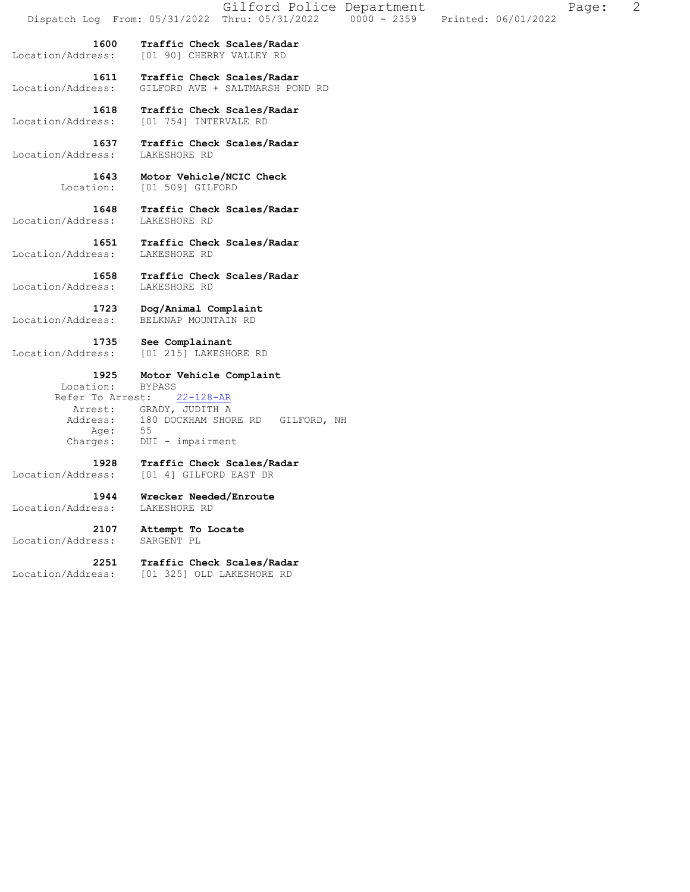**1600 Traffic Check Scales/Radar**
Location/Address: [01 90] CHERRY VALLEY RD

**1611 Traffic Check Scales/Radar**
Location/Address: GILFORD AVE + SALTMARSH POND RD

**1618 Traffic Check Scales/Radar**
Location/Address: [01 754] INTERVALE RD

**1637 Traffic Check Scales/Radar**
Location/Address: LAKESHORE RD

**1643 Motor Vehicle/NCIC Check**
Location: [01 509] GILFORD

**1648 Traffic Check Scales/Radar**
Location/Address: LAKESHORE RD

**1651 Traffic Check Scales/Radar**
Location/Address: LAKESHORE RD

**1658 Traffic Check Scales/Radar**
Location/Address: LAKESHORE RD

**1723 Dog/Animal Complaint**
Location/Address: BELKNAP MOUNTAIN RD

**1735 See Complainant**
Location/Address: [01 215] LAKESHORE RD

**1925 Motor Vehicle Complaint**
Location: BYPASS
Refer To Arrest: 22-128-AR
Arrest: GRADY, JUDITH A
Address: 180 DOCKHAM SHORE RD GILFORD, NH
Age: 55
Charges: DUI - impairment

**1928 Traffic Check Scales/Radar**
Location/Address: [01 4] GILFORD EAST DR

**1944 Wrecker Needed/Enroute**
Location/Address: LAKESHORE RD

**2107 Attempt To Locate**
Location/Address: SARGENT PL

**2251 Traffic Check Scales/Radar**
Location/Address: [01 325] OLD LAKESHORE RD